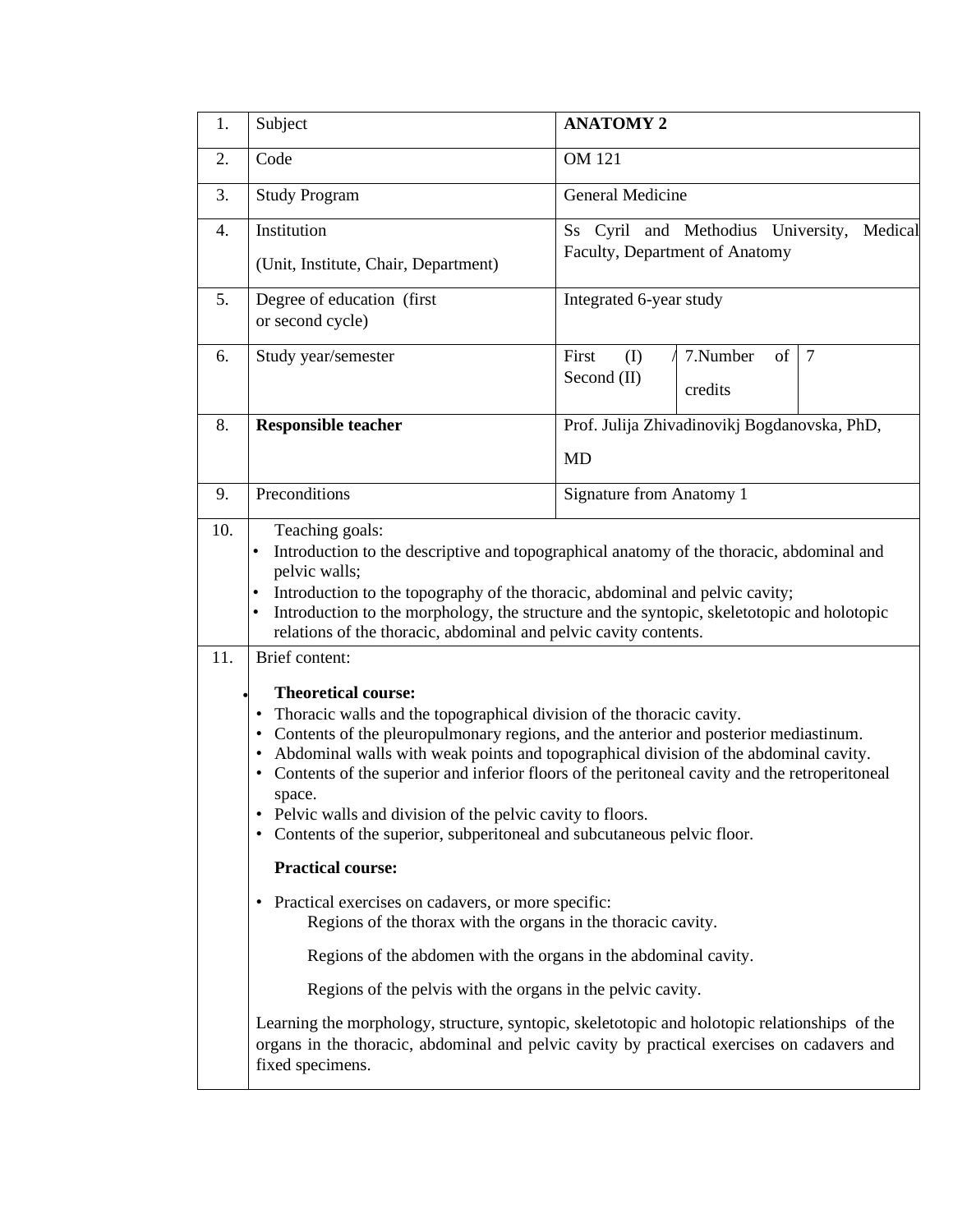| | | |
|---|---|---|
| 1. | Subject | **ANATOMY 2** |
| 2. | Code | OM 121 |
| 3. | Study Program | General Medicine |
| 4. | Institution<br>(Unit, Institute, Chair, Department) | Ss Cyril and Methodius University, Medical Faculty, Department of Anatomy |
| 5. | Degree of education (first or second cycle) | Integrated 6-year study |
| 6. | Study year/semester | First (I) / Second (II) — 7.Number of credits: 7 |
| 8. | **Responsible teacher** | Prof. Julija Zhivadinovikj Bogdanovska, PhD, MD |
| 9. | Preconditions | Signature from Anatomy 1 |

**10.** Teaching goals:

- Introduction to the descriptive and topographical anatomy of the thoracic, abdominal and pelvic walls;
- Introduction to the topography of the thoracic, abdominal and pelvic cavity;
- Introduction to the morphology, the structure and the syntopic, skeletotopic and holotopic relations of the thoracic, abdominal and pelvic cavity contents.

**11.** Brief content:

**Theoretical course:**

- Thoracic walls and the topographical division of the thoracic cavity.
- Contents of the pleuropulmonary regions, and the anterior and posterior mediastinum.
- Abdominal walls with weak points and topographical division of the abdominal cavity.
- Contents of the superior and inferior floors of the peritoneal cavity and the retroperitoneal space.
- Pelvic walls and division of the pelvic cavity to floors.
- Contents of the superior, subperitoneal and subcutaneous pelvic floor.

**Practical course:**

- Practical exercises on cadavers, or more specific:
  - Regions of the thorax with the organs in the thoracic cavity.
  - Regions of the abdomen with the organs in the abdominal cavity.
  - Regions of the pelvis with the organs in the pelvic cavity.

Learning the morphology, structure, syntopic, skeletotopic and holotopic relationships of the organs in the thoracic, abdominal and pelvic cavity by practical exercises on cadavers and fixed specimens.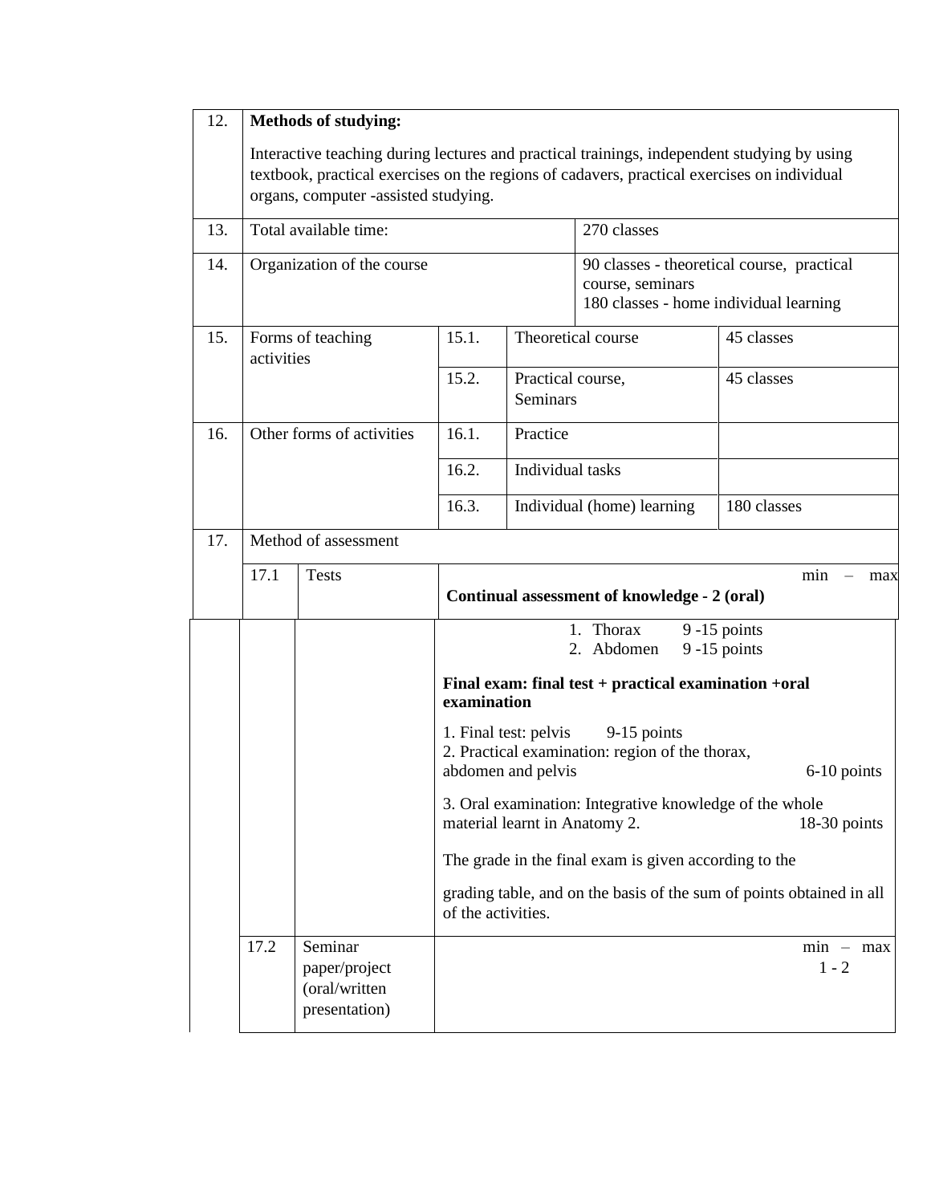| | | | | |
|---|---|---|---|---|
| 12. | **Methods of studying:**<br><br>Interactive teaching during lectures and practical trainings, independent studying by using textbook, practical exercises on the regions of cadavers, practical exercises on individual organs, computer -assisted studying. | | | |
| 13. | Total available time: | | | 270 classes |
| 14. | Organization of the course | | | 90 classes - theoretical course, practical course, seminars<br>180 classes - home individual learning |
| 15. | Forms of teaching activities | 15.1. | Theoretical course | 45 classes |
| | | 15.2. | Practical course, Seminars | 45 classes |
| 16. | Other forms of activities | 16.1. | Practice | |
| | | 16.2. | Individual tasks | |
| | | 16.3. | Individual (home) learning | 180 classes |

| | | | |
|---|---|---|---|
| 17. | Method of assessment | | |
| | 17.1 | Tests | min – max<br>**Continual assessment of knowledge - 2 (oral)**<br>1. Thorax 9 -15 points<br>2. Abdomen 9 -15 points<br><br>**Final exam: final test + practical examination +oral examination**<br><br>1. Final test: pelvis 9-15 points<br>2. Practical examination: region of the thorax, abdomen and pelvis 6-10 points<br><br>3. Oral examination: Integrative knowledge of the whole material learnt in Anatomy 2. 18-30 points<br><br>The grade in the final exam is given according to the<br><br>grading table, and on the basis of the sum of points obtained in all of the activities. |
| | 17.2 | Seminar paper/project (oral/written presentation) | min – max<br>1 - 2 |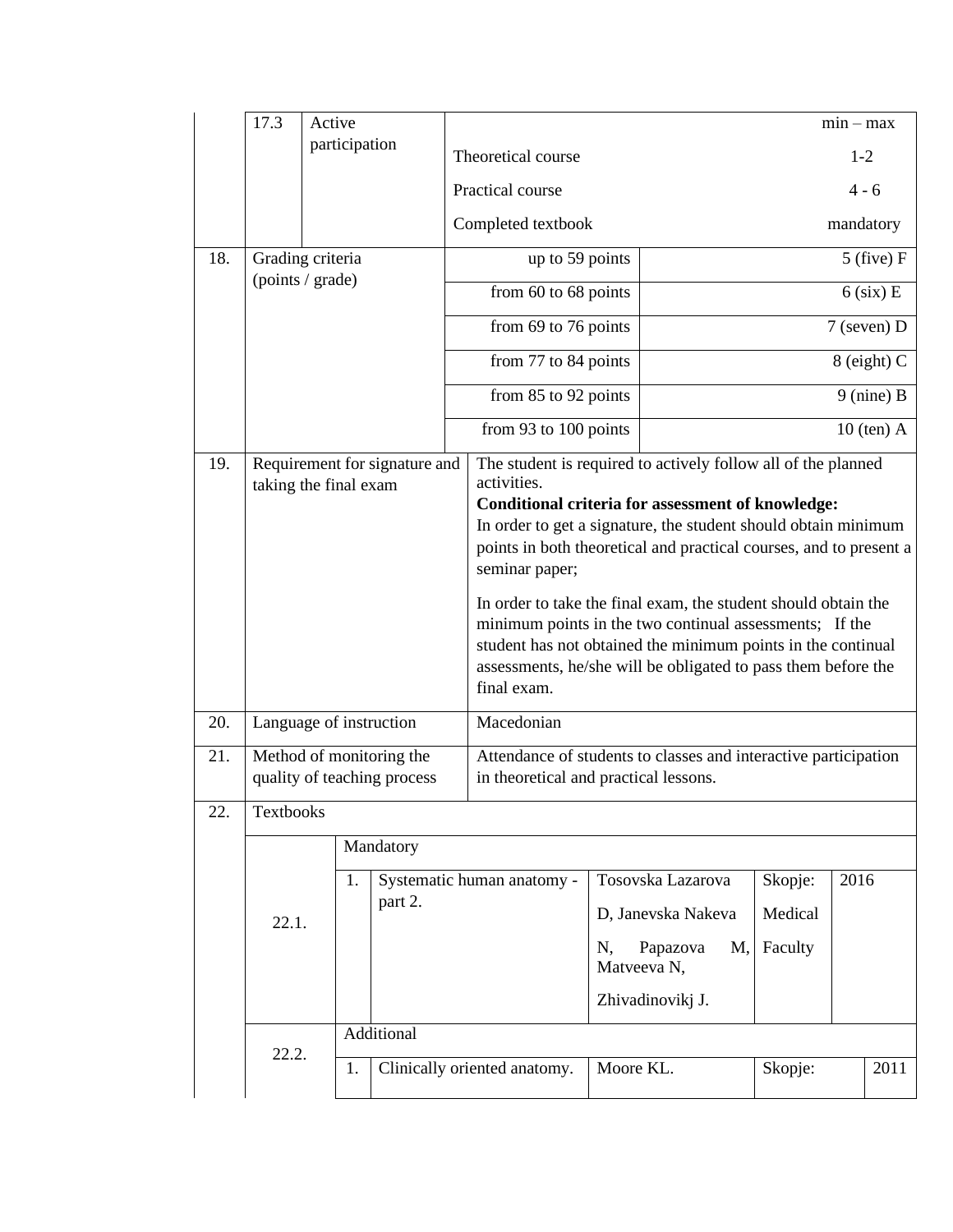| | | | | |
|---|---|---|---|---|
| 17.3 | Active participation | | | min – max |
| | | Theoretical course | | 1-2 |
| | | Practical course | | 4 - 6 |
| | | Completed textbook | | mandatory |
| 18. | Grading criteria (points / grade) | up to 59 points | | 5 (five) F |
| | | from 60 to 68 points | | 6 (six) E |
| | | from 69 to 76 points | | 7 (seven) D |
| | | from 77 to 84 points | | 8 (eight) C |
| | | from 85 to 92 points | | 9 (nine) B |
| | | from 93 to 100 points | | 10 (ten) A |
| 19. | Requirement for signature and taking the final exam | The student is required to actively follow all of the planned activities.<br>**Conditional criteria for assessment of knowledge:**<br>In order to get a signature, the student should obtain minimum points in both theoretical and practical courses, and to present a seminar paper;<br><br>In order to take the final exam, the student should obtain the minimum points in the two continual assessments; If the student has not obtained the minimum points in the continual assessments, he/she will be obligated to pass them before the final exam. | | |
| 20. | Language of instruction | Macedonian | | |
| 21. | Method of monitoring the quality of teaching process | Attendance of students to classes and interactive participation in theoretical and practical lessons. | | |
| 22. | Textbooks | | | |

| | | | | | |
|---|---|---|---|---|---|
| | Mandatory | | | | |
| 22.1. | 1. | Systematic human anatomy - part 2. | Tosovska Lazarova D, Janevska Nakeva N, Papazova M, Matveeva N, Zhivadinovikj J. | Skopje: Medical Faculty | 2016 |
| | Additional | | | | |
| 22.2. | 1. | Clinically oriented anatomy. | Moore KL. | Skopje: | 2011 |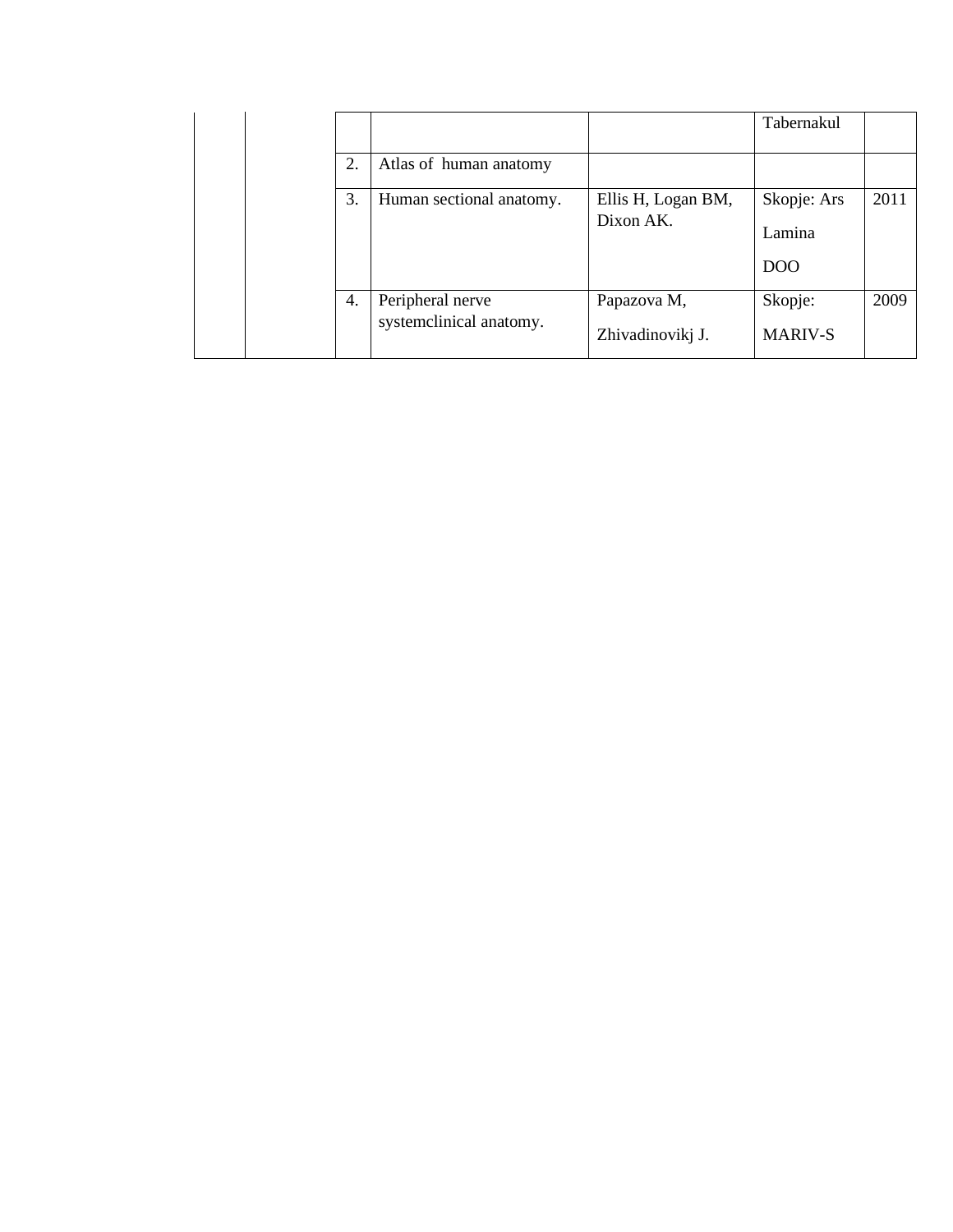| | | | | | | |
|---|---|---|---|---|---|---|
| | | | | | Tabernakul | |
| | | 2. | Atlas of human anatomy | | | |
| | | 3. | Human sectional anatomy. | Ellis H, Logan BM, Dixon AK. | Skopje: Ars Lamina DOO | 2011 |
| | | 4. | Peripheral nerve systemclinical anatomy. | Papazova M, Zhivadinovikj J. | Skopje: MARIV-S | 2009 |